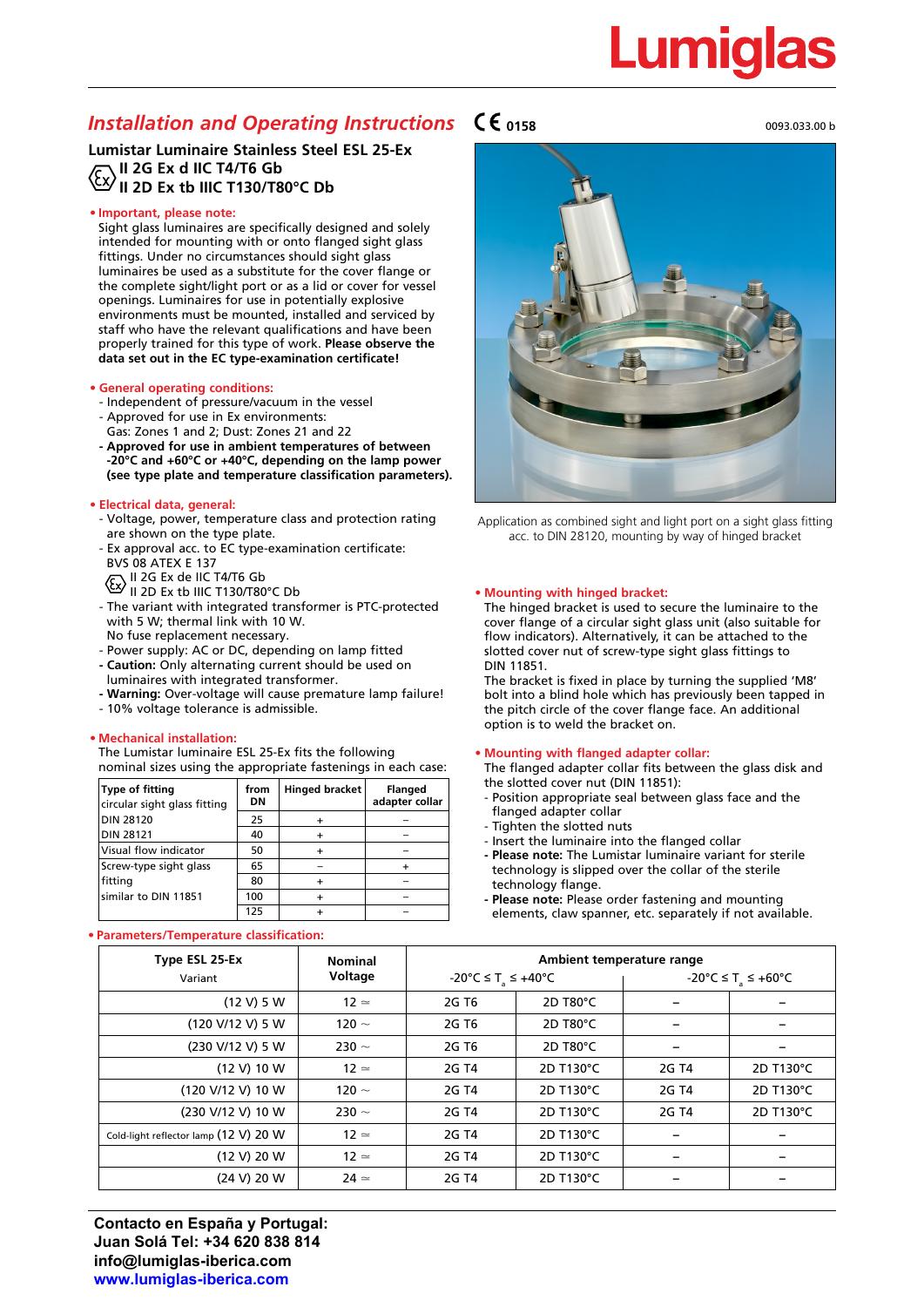# Lumiglas

## *Installation and Operating Instructions* CE 0158

0093.033.00 b

### Lumistar Luminaire Stainless Steel ESL 25-Ex

**II 2G Ex d IIC T4/T6 Gb**
**II 2D Ex tb IIIC T130/T80°C Db**

**• Important, please note:**

Sight glass luminaires are specifically designed and solely intended for mounting with or onto flanged sight glass fittings. Under no circumstances should sight glass luminaires be used as a substitute for the cover flange or the complete sight/light port or as a lid or cover for vessel openings. Luminaires for use in potentially explosive environments must be mounted, installed and serviced by staff who have the relevant qualifications and have been properly trained for this type of work. **Please observe the data set out in the EC type-examination certificate!**

**• General operating conditions:**

- Independent of pressure/vacuum in the vessel
- Approved for use in Ex environments:
  Gas: Zones 1 and 2; Dust: Zones 21 and 22
- **Approved for use in ambient temperatures of between -20°C and +60°C or +40°C, depending on the lamp power (see type plate and temperature classification parameters).**

**• Electrical data, general:**

- Voltage, power, temperature class and protection rating are shown on the type plate.
- Ex approval acc. to EC type-examination certificate:
  BVS 08 ATEX E 137
  II 2G Ex de IIC T4/T6 Gb
  II 2D Ex tb IIIC T130/T80°C Db
- The variant with integrated transformer is PTC-protected with 5 W; thermal link with 10 W.
  No fuse replacement necessary.
- Power supply: AC or DC, depending on lamp fitted
- **Caution:** Only alternating current should be used on luminaires with integrated transformer.
- **Warning:** Over-voltage will cause premature lamp failure!
- 10% voltage tolerance is admissible.

**• Mechanical installation:**

The Lumistar luminaire ESL 25-Ex fits the following nominal sizes using the appropriate fastenings in each case:

| Type of fitting | from DN | Hinged bracket | Flanged adapter collar |
|---|---|---|---|
| circular sight glass fitting | | | |
| DIN 28120 | 25 | + | – |
| DIN 28121 | 40 | + | – |
| Visual flow indicator | 50 | + | – |
| Screw-type sight glass | 65 | – | + |
| fitting | 80 | + | – |
| similar to DIN 11851 | 100 | + | – |
| | 125 | + | – |

Application as combined sight and light port on a sight glass fitting acc. to DIN 28120, mounting by way of hinged bracket

**• Mounting with hinged bracket:**

The hinged bracket is used to secure the luminaire to the cover flange of a circular sight glass unit (also suitable for flow indicators). Alternatively, it can be attached to the slotted cover nut of screw-type sight glass fittings to DIN 11851.
The bracket is fixed in place by turning the supplied 'M8' bolt into a blind hole which has previously been tapped in the pitch circle of the cover flange face. An additional option is to weld the bracket on.

**• Mounting with flanged adapter collar:**

The flanged adapter collar fits between the glass disk and the slotted cover nut (DIN 11851):

- Position appropriate seal between glass face and the flanged adapter collar
- Tighten the slotted nuts
- Insert the luminaire into the flanged collar
- **Please note:** The Lumistar luminaire variant for sterile technology is slipped over the collar of the sterile technology flange.
- **Please note:** Please order fastening and mounting elements, claw spanner, etc. separately if not available.

**• Parameters/Temperature classification:**

| Type ESL 25-Ex Variant | Nominal Voltage | Ambient temperature range -20°C ≤ $T_a$ ≤ +40°C | | -20°C ≤ $T_a$ ≤ +60°C | |
|---|---|---|---|---|---|
| (12 V) 5 W | 12 ≃ | 2G T6 | 2D T80°C | – | – |
| (120 V/12 V) 5 W | 120 ~ | 2G T6 | 2D T80°C | – | – |
| (230 V/12 V) 5 W | 230 ~ | 2G T6 | 2D T80°C | – | – |
| (12 V) 10 W | 12 ≃ | 2G T4 | 2D T130°C | 2G T4 | 2D T130°C |
| (120 V/12 V) 10 W | 120 ~ | 2G T4 | 2D T130°C | 2G T4 | 2D T130°C |
| (230 V/12 V) 10 W | 230 ~ | 2G T4 | 2D T130°C | 2G T4 | 2D T130°C |
| Cold-light reflector lamp (12 V) 20 W | 12 ≃ | 2G T4 | 2D T130°C | – | – |
| (12 V) 20 W | 12 ≃ | 2G T4 | 2D T130°C | – | – |
| (24 V) 20 W | 24 ≃ | 2G T4 | 2D T130°C | – | – |

**Contacto en España y Portugal:**
**Juan Solá Tel: +34 620 838 814**
**info@lumiglas-iberica.com**
**www.lumiglas-iberica.com**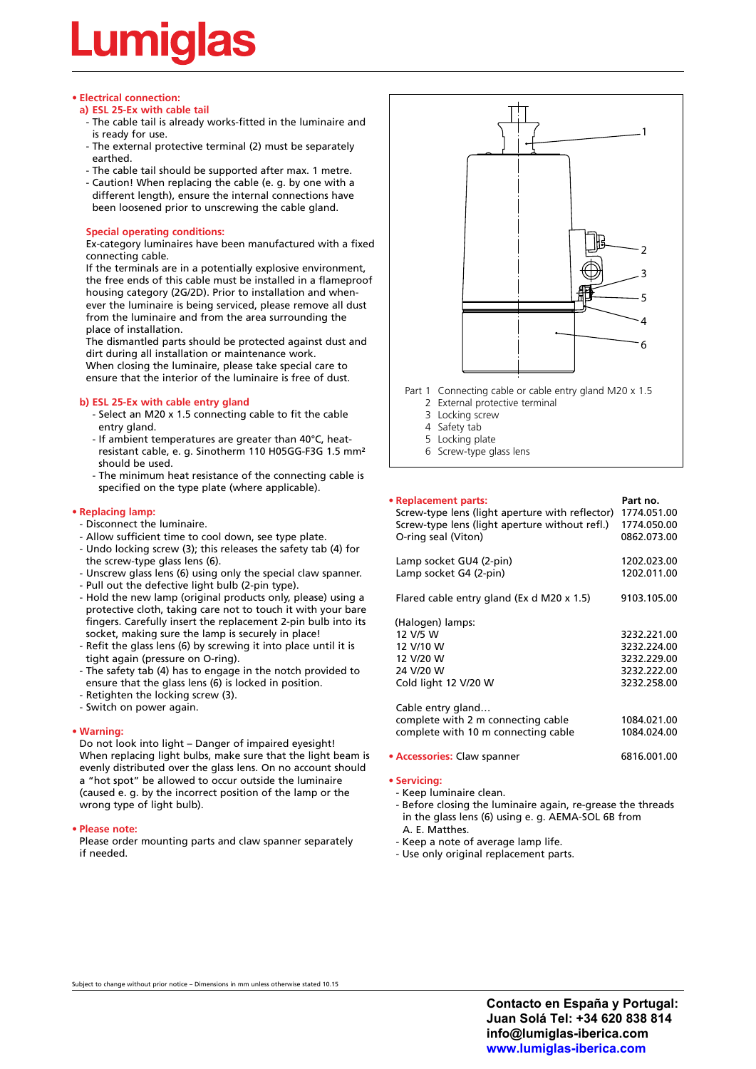# Lumiglas

- **Electrical connection:**

**a) ESL 25-Ex with cable tail**

- The cable tail is already works-fitted in the luminaire and is ready for use.
- The external protective terminal (2) must be separately earthed.
- The cable tail should be supported after max. 1 metre.
- Caution! When replacing the cable (e. g. by one with a different length), ensure the internal connections have been loosened prior to unscrewing the cable gland.

**Special operating conditions:**

Ex-category luminaires have been manufactured with a fixed connecting cable.
If the terminals are in a potentially explosive environment, the free ends of this cable must be installed in a flameproof housing category (2G/2D). Prior to installation and whenever the luminaire is being serviced, please remove all dust from the luminaire and from the area surrounding the place of installation.
The dismantled parts should be protected against dust and dirt during all installation or maintenance work.
When closing the luminaire, please take special care to ensure that the interior of the luminaire is free of dust.

**b) ESL 25-Ex with cable entry gland**

- Select an M20 x 1.5 connecting cable to fit the cable entry gland.
- If ambient temperatures are greater than 40°C, heat-resistant cable, e. g. Sinotherm 110 H05GG-F3G 1.5 mm² should be used.
- The minimum heat resistance of the connecting cable is specified on the type plate (where applicable).

- **Replacing lamp:**
  - Disconnect the luminaire.
  - Allow sufficient time to cool down, see type plate.
  - Undo locking screw (3); this releases the safety tab (4) for the screw-type glass lens (6).
  - Unscrew glass lens (6) using only the special claw spanner.
  - Pull out the defective light bulb (2-pin type).
  - Hold the new lamp (original products only, please) using a protective cloth, taking care not to touch it with your bare fingers. Carefully insert the replacement 2-pin bulb into its socket, making sure the lamp is securely in place!
  - Refit the glass lens (6) by screwing it into place until it is tight again (pressure on O-ring).
  - The safety tab (4) has to engage in the notch provided to ensure that the glass lens (6) is locked in position.
  - Retighten the locking screw (3).
  - Switch on power again.

- **Warning:**

Do not look into light – Danger of impaired eyesight!
When replacing light bulbs, make sure that the light beam is evenly distributed over the glass lens. On no account should a "hot spot" be allowed to occur outside the luminaire (caused e. g. by the incorrect position of the lamp or the wrong type of light bulb).

- **Please note:**

Please order mounting parts and claw spanner separately if needed.

1
2
3
5
4
6

Part 1 Connecting cable or cable entry gland M20 x 1.5
2 External protective terminal
3 Locking screw
4 Safety tab
5 Locking plate
6 Screw-type glass lens

| • Replacement parts: | Part no. |
|---|---|
| Screw-type lens (light aperture with reflector) | 1774.051.00 |
| Screw-type lens (light aperture without refl.) | 1774.050.00 |
| O-ring seal (Viton) | 0862.073.00 |
| | |
| Lamp socket GU4 (2-pin) | 1202.023.00 |
| Lamp socket G4 (2-pin) | 1202.011.00 |
| | |
| Flared cable entry gland (Ex d M20 x 1.5) | 9103.105.00 |
| | |
| (Halogen) lamps: | |
| 12 V/5 W | 3232.221.00 |
| 12 V/10 W | 3232.224.00 |
| 12 V/20 W | 3232.229.00 |
| 24 V/20 W | 3232.222.00 |
| Cold light 12 V/20 W | 3232.258.00 |
| | |
| Cable entry gland… | |
| complete with 2 m connecting cable | 1084.021.00 |
| complete with 10 m connecting cable | 1084.024.00 |
| | |
| • Accessories: Claw spanner | 6816.001.00 |

- **Servicing:**
  - Keep luminaire clean.
  - Before closing the luminaire again, re-grease the threads in the glass lens (6) using e. g. AEMA-SOL 6B from A. E. Matthes.
  - Keep a note of average lamp life.
  - Use only original replacement parts.

Subject to change without prior notice – Dimensions in mm unless otherwise stated 10.15

**Contacto en España y Portugal:**
**Juan Solá Tel: +34 620 838 814**
**info@lumiglas-iberica.com**
**www.lumiglas-iberica.com**